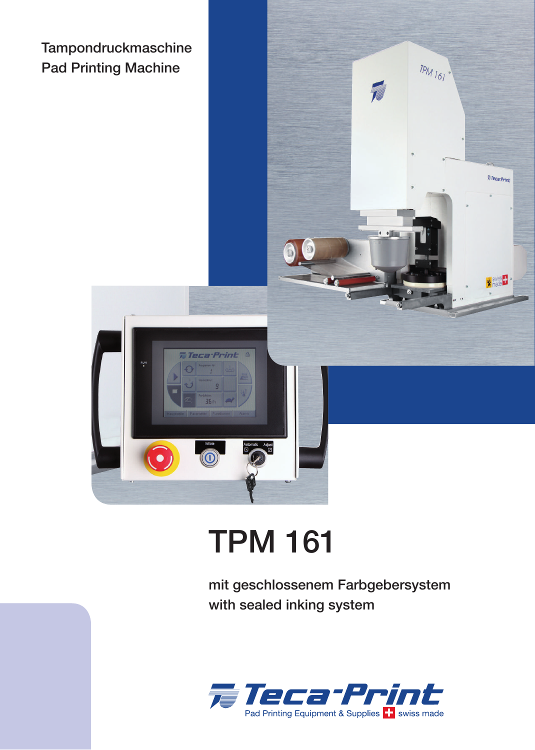Tampondruckmaschine
Pad Printing Machine

# TPM 161

mit geschlossenem Farbgebersystem
with sealed inking system

Teca-Print
Pad Printing Equipment & Supplies swiss made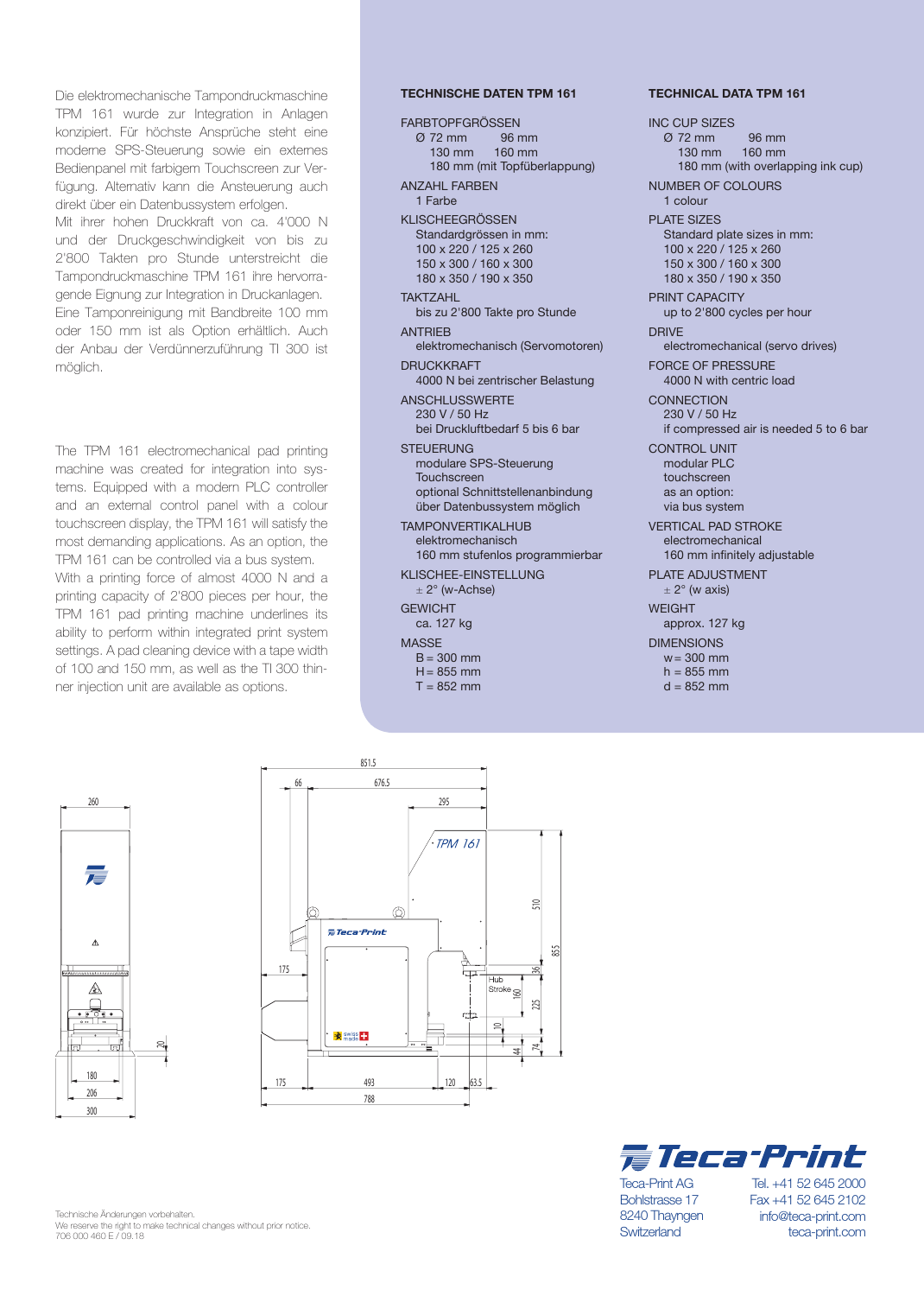Die elektromechanische Tampondruckmaschine TPM 161 wurde zur Integration in Anlagen konzipiert. Für höchste Ansprüche steht eine moderne SPS-Steuerung sowie ein externes Bedienpanel mit farbigem Touchscreen zur Verfügung. Alternativ kann die Ansteuerung auch direkt über ein Datenbussystem erfolgen.
Mit ihrer hohen Druckkraft von ca. 4'000 N und der Druckgeschwindigkeit von bis zu 2'800 Takten pro Stunde unterstreicht die Tampondruckmaschine TPM 161 ihre hervorragende Eignung zur Integration in Druckanlagen.
Eine Tamponreinigung mit Bandbreite 100 mm oder 150 mm ist als Option erhältlich. Auch der Anbau der Verdünnerzuführung TI 300 ist möglich.

The TPM 161 electromechanical pad printing machine was created for integration into systems. Equipped with a modern PLC controller and an external control panel with a colour touchscreen display, the TPM 161 will satisfy the most demanding applications. As an option, the TPM 161 can be controlled via a bus system.
With a printing force of almost 4000 N and a printing capacity of 2'800 pieces per hour, the TPM 161 pad printing machine underlines its ability to perform within integrated print system settings. A pad cleaning device with a tape width of 100 and 150 mm, as well as the TI 300 thinner injection unit are available as options.

## TECHNISCHE DATEN TPM 161

FARBTOPFGRÖSSEN
Ø 72 mm 96 mm
130 mm 160 mm
180 mm (mit Topfüberlappung)

ANZAHL FARBEN
1 Farbe

KLISCHEEGRÖSSEN
Standardgrössen in mm:
100 x 220 / 125 x 260
150 x 300 / 160 x 300
180 x 350 / 190 x 350

TAKTZAHL
bis zu 2'800 Takte pro Stunde

ANTRIEB
elektromechanisch (Servomotoren)

DRUCKKRAFT
4000 N bei zentrischer Belastung

ANSCHLUSSWERTE
230 V / 50 Hz
bei Druckluftbedarf 5 bis 6 bar

STEUERUNG
modulare SPS-Steuerung
Touchscreen
optional Schnittstellenanbindung über Datenbussystem möglich

TAMPONVERTIKALHUB
elektromechanisch
160 mm stufenlos programmierbar

KLISCHEE-EINSTELLUNG
± 2° (w-Achse)

GEWICHT
ca. 127 kg

MASSE
B = 300 mm
H = 855 mm
T = 852 mm

## TECHNICAL DATA TPM 161

INC CUP SIZES
Ø 72 mm 96 mm
130 mm 160 mm
180 mm (with overlapping ink cup)

NUMBER OF COLOURS
1 colour

PLATE SIZES
Standard plate sizes in mm:
100 x 220 / 125 x 260
150 x 300 / 160 x 300
180 x 350 / 190 x 350

PRINT CAPACITY
up to 2'800 cycles per hour

DRIVE
electromechanical (servo drives)

FORCE OF PRESSURE
4000 N with centric load

CONNECTION
230 V / 50 Hz
if compressed air is needed 5 to 6 bar

CONTROL UNIT
modular PLC
touchscreen
as an option:
via bus system

VERTICAL PAD STROKE
electromechanical
160 mm infinitely adjustable

PLATE ADJUSTMENT
± 2° (w axis)

WEIGHT
approx. 127 kg

DIMENSIONS
w = 300 mm
h = 855 mm
d = 852 mm

260
180
206
300
20

851.5
66
676.5
295
TPM 161
Teca-Print
510
855
175
36
Hub Stroke
160
225
10
44
74
175
493
120
63.5
788

Teca-Print

Teca-Print AG
Bohlstrasse 17
8240 Thayngen
Switzerland

Tel. +41 52 645 2000
Fax +41 52 645 2102
info@teca-print.com
teca-print.com

Technische Änderungen vorbehalten.
We reserve the right to make technical changes without prior notice.
706 000 460 E / 09.18